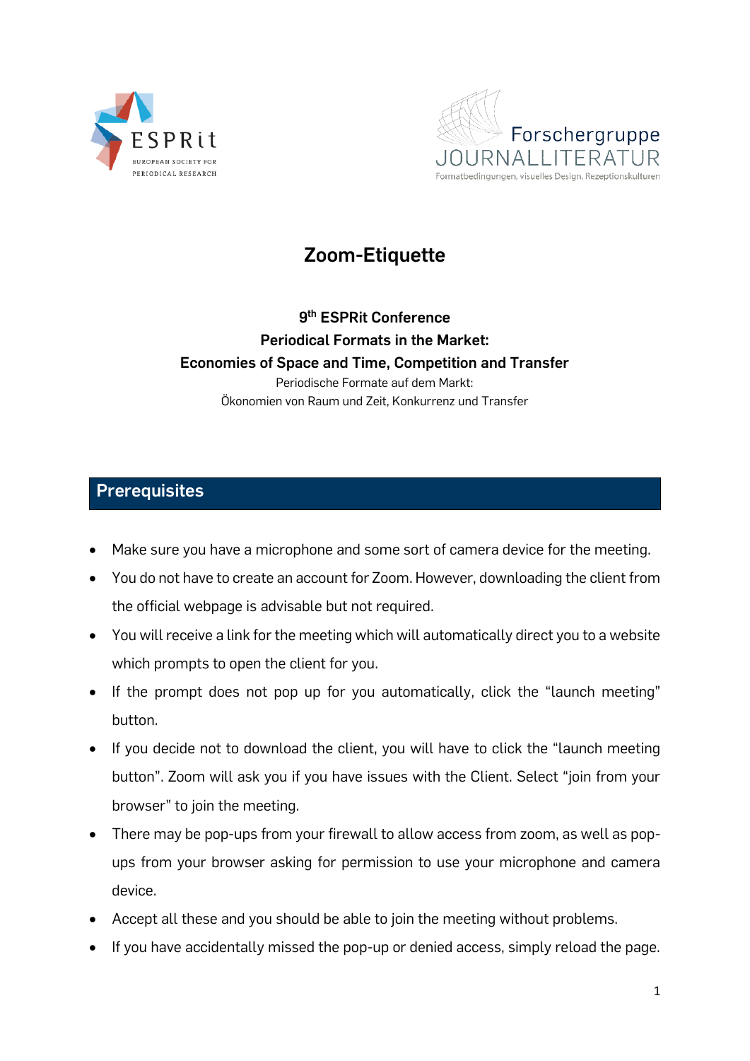ESPRit
EUROPEAN SOCIETY FOR PERIODICAL RESEARCH

Forschergruppe
JOURNALLITERATUR
Formatbedingungen, visuelles Design, Rezeptionskulturen

# Zoom-Etiquette

**9th ESPRit Conference**
**Periodical Formats in the Market:**
**Economies of Space and Time, Competition and Transfer**

Periodische Formate auf dem Markt:
Ökonomien von Raum und Zeit, Konkurrenz und Transfer

## Prerequisites

- Make sure you have a microphone and some sort of camera device for the meeting.
- You do not have to create an account for Zoom. However, downloading the client from the official webpage is advisable but not required.
- You will receive a link for the meeting which will automatically direct you to a website which prompts to open the client for you.
- If the prompt does not pop up for you automatically, click the "launch meeting" button.
- If you decide not to download the client, you will have to click the "launch meeting button". Zoom will ask you if you have issues with the Client. Select "join from your browser" to join the meeting.
- There may be pop-ups from your firewall to allow access from zoom, as well as pop-ups from your browser asking for permission to use your microphone and camera device.
- Accept all these and you should be able to join the meeting without problems.
- If you have accidentally missed the pop-up or denied access, simply reload the page.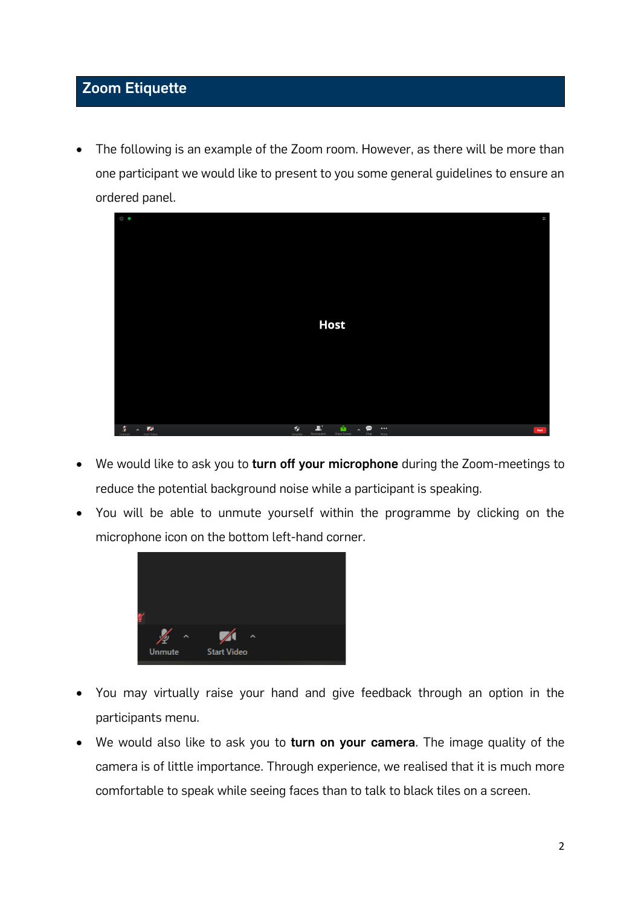## Zoom Etiquette

- The following is an example of the Zoom room. However, as there will be more than one participant we would like to present to you some general guidelines to ensure an ordered panel.

- We would like to ask you to **turn off your microphone** during the Zoom-meetings to reduce the potential background noise while a participant is speaking.
- You will be able to unmute yourself within the programme by clicking on the microphone icon on the bottom left-hand corner.

- You may virtually raise your hand and give feedback through an option in the participants menu.
- We would also like to ask you to **turn on your camera**. The image quality of the camera is of little importance. Through experience, we realised that it is much more comfortable to speak while seeing faces than to talk to black tiles on a screen.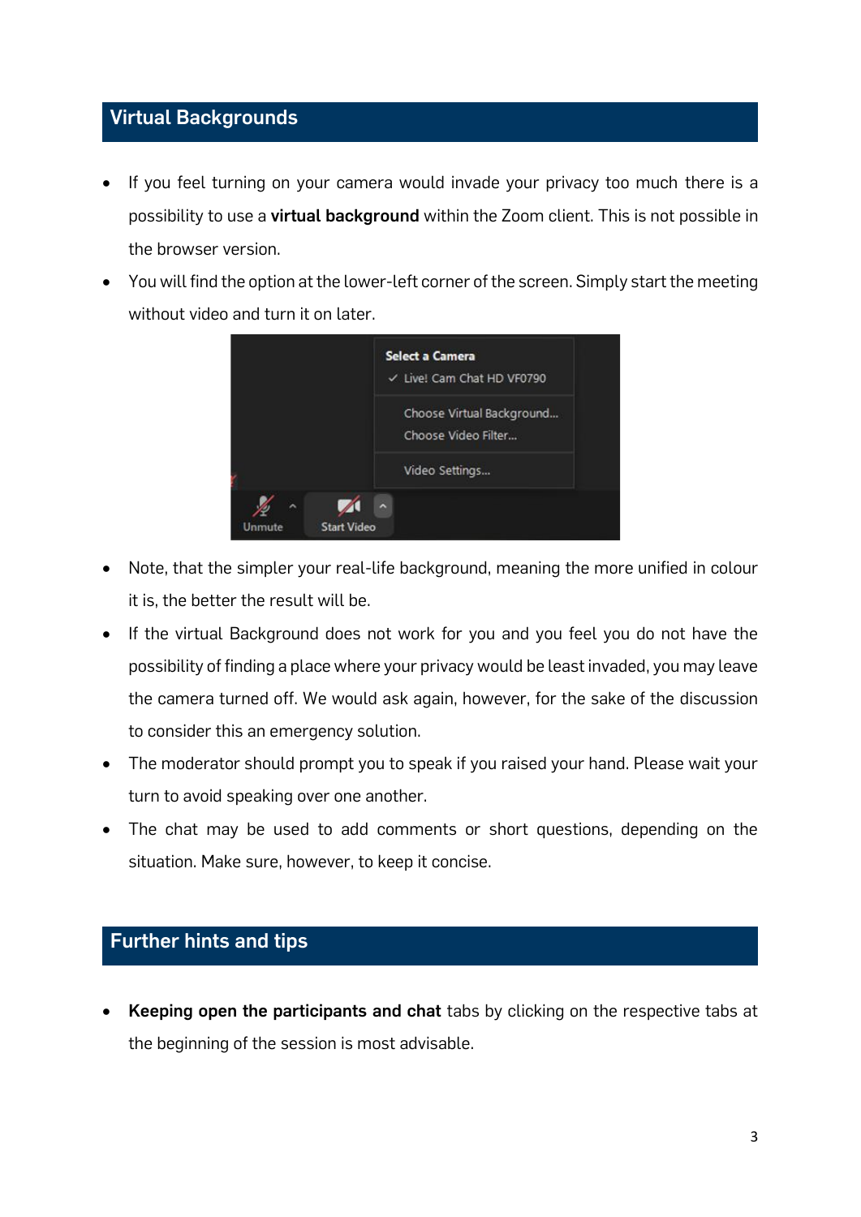## Virtual Backgrounds

- If you feel turning on your camera would invade your privacy too much there is a possibility to use a **virtual background** within the Zoom client. This is not possible in the browser version.
- You will find the option at the lower-left corner of the screen. Simply start the meeting without video and turn it on later.
- Note, that the simpler your real-life background, meaning the more unified in colour it is, the better the result will be.
- If the virtual Background does not work for you and you feel you do not have the possibility of finding a place where your privacy would be least invaded, you may leave the camera turned off. We would ask again, however, for the sake of the discussion to consider this an emergency solution.
- The moderator should prompt you to speak if you raised your hand. Please wait your turn to avoid speaking over one another.
- The chat may be used to add comments or short questions, depending on the situation. Make sure, however, to keep it concise.

## Further hints and tips

- **Keeping open the participants and chat** tabs by clicking on the respective tabs at the beginning of the session is most advisable.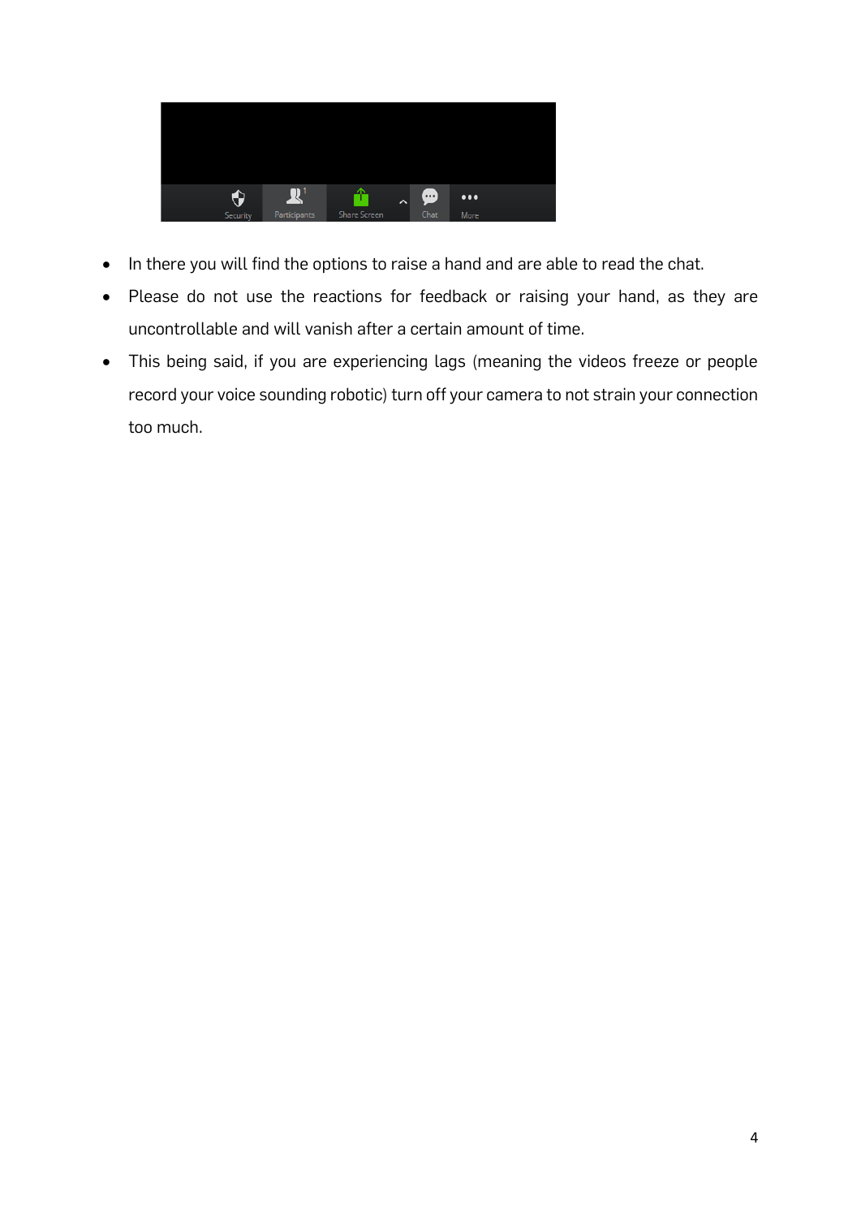- In there you will find the options to raise a hand and are able to read the chat.
- Please do not use the reactions for feedback or raising your hand, as they are uncontrollable and will vanish after a certain amount of time.
- This being said, if you are experiencing lags (meaning the videos freeze or people record your voice sounding robotic) turn off your camera to not strain your connection too much.